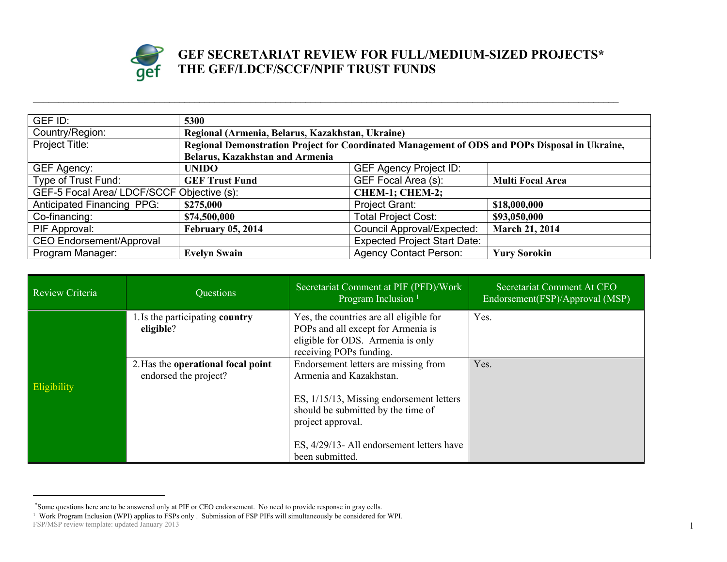# GEF SECRETARIAT REVIEW FOR FULL/MEDIUM-SIZED PROJECTS*
# THE GEF/LDCF/SCCF/NPIF TRUST FUNDS

| | | | |
|---|---|---|---|
| GEF ID: | **5300** | | |
| Country/Region: | **Regional (Armenia, Belarus, Kazakhstan, Ukraine)** | | |
| Project Title: | **Regional Demonstration Project for Coordinated Management of ODS and POPs Disposal in Ukraine, Belarus, Kazakhstan and Armenia** | | |
| GEF Agency: | **UNIDO** | GEF Agency Project ID: | |
| Type of Trust Fund: | **GEF Trust Fund** | GEF Focal Area (s): | **Multi Focal Area** |
| GEF-5 Focal Area/ LDCF/SCCF Objective (s): | | **CHEM-1; CHEM-2;** | |
| Anticipated Financing PPG: | **$275,000** | Project Grant: | **$18,000,000** |
| Co-financing: | **$74,500,000** | Total Project Cost: | **$93,050,000** |
| PIF Approval: | **February 05, 2014** | Council Approval/Expected: | **March 21, 2014** |
| CEO Endorsement/Approval | | Expected Project Start Date: | |
| Program Manager: | **Evelyn Swain** | Agency Contact Person: | **Yury Sorokin** |

| Review Criteria | Questions | Secretariat Comment at PIF (PFD)/Work Program Inclusion [1] | Secretariat Comment At CEO Endorsement(FSP)/Approval (MSP) |
|---|---|---|---|
| Eligibility | 1. Is the participating **country eligible**? | Yes, the countries are all eligible for POPs and all except for Armenia is eligible for ODS. Armenia is only receiving POPs funding. | Yes. |
| | 2. Has the **operational focal point** endorsed the project? | Endorsement letters are missing from Armenia and Kazakhstan.<br><br>ES, 1/15/13, Missing endorsement letters should be submitted by the time of project approval.<br><br>ES, 4/29/13- All endorsement letters have been submitted. | Yes. |

*Some questions here are to be answered only at PIF or CEO endorsement. No need to provide response in gray cells.

[1] Work Program Inclusion (WPI) applies to FSPs only . Submission of FSP PIFs will simultaneously be considered for WPI.

FSP/MSP review template: updated January 2013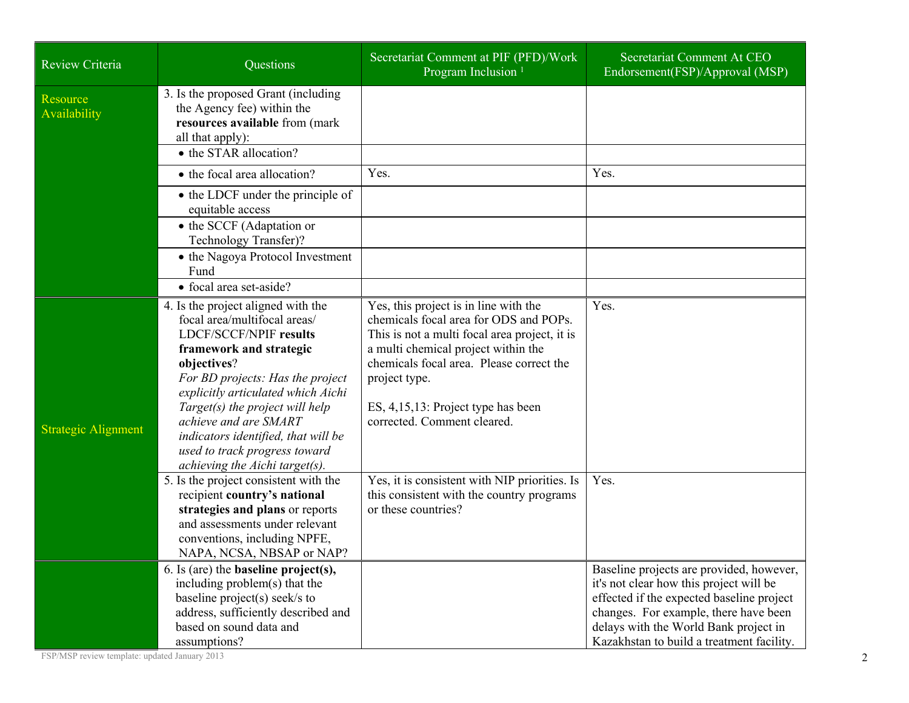| Review Criteria | Questions | Secretariat Comment at PIF (PFD)/Work Program Inclusion [1] | Secretariat Comment At CEO Endorsement(FSP)/Approval (MSP) |
| --- | --- | --- | --- |
| Resource Availability | 3. Is the proposed Grant (including the Agency fee) within the **resources available** from (mark all that apply): | | |
| | • the STAR allocation? | | |
| | • the focal area allocation? | Yes. | Yes. |
| | • the LDCF under the principle of equitable access | | |
| | • the SCCF (Adaptation or Technology Transfer)? | | |
| | • the Nagoya Protocol Investment Fund | | |
| | • focal area set-aside? | | |
| Strategic Alignment | 4. Is the project aligned with the focal area/multifocal areas/ LDCF/SCCF/NPIF **results framework and strategic objectives**? *For BD projects: Has the project explicitly articulated which Aichi Target(s) the project will help achieve and are SMART indicators identified, that will be used to track progress toward achieving the Aichi target(s).* | Yes, this project is in line with the chemicals focal area for ODS and POPs. This is not a multi focal area project, it is a multi chemical project within the chemicals focal area. Please correct the project type.<br><br>ES, 4,15,13: Project type has been corrected. Comment cleared. | Yes. |
| | 5. Is the project consistent with the recipient **country's national strategies and plans** or reports and assessments under relevant conventions, including NPFE, NAPA, NCSA, NBSAP or NAP? | Yes, it is consistent with NIP priorities. Is this consistent with the country programs or these countries? | Yes. |
| | 6. Is (are) the **baseline project(s),** including problem(s) that the baseline project(s) seek/s to address, sufficiently described and based on sound data and assumptions? | | Baseline projects are provided, however, it's not clear how this project will be effected if the expected baseline project changes. For example, there have been delays with the World Bank project in Kazakhstan to build a treatment facility. |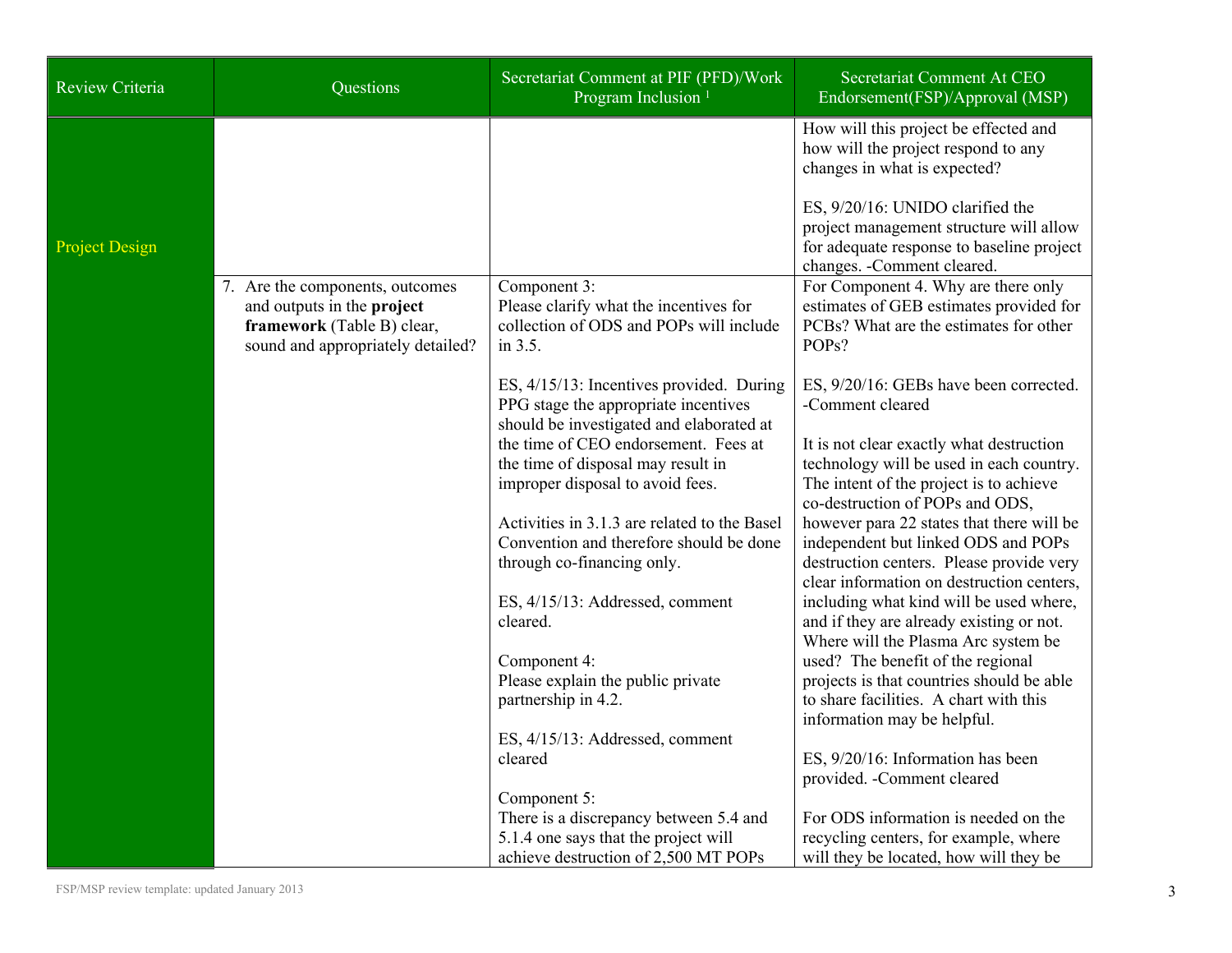| Review Criteria | Questions | Secretariat Comment at PIF (PFD)/Work Program Inclusion [1] | Secretariat Comment At CEO Endorsement(FSP)/Approval (MSP) |
|---|---|---|---|
| Project Design | | | How will this project be effected and how will the project respond to any changes in what is expected?<br><br>ES, 9/20/16: UNIDO clarified the project management structure will allow for adequate response to baseline project changes. -Comment cleared. |
| | 7. Are the components, outcomes and outputs in the **project framework** (Table B) clear, sound and appropriately detailed? | Component 3:<br>Please clarify what the incentives for collection of ODS and POPs will include in 3.5.<br><br>ES, 4/15/13: Incentives provided. During PPG stage the appropriate incentives should be investigated and elaborated at the time of CEO endorsement. Fees at the time of disposal may result in improper disposal to avoid fees.<br><br>Activities in 3.1.3 are related to the Basel Convention and therefore should be done through co-financing only.<br><br>ES, 4/15/13: Addressed, comment cleared.<br><br>Component 4:<br>Please explain the public private partnership in 4.2.<br><br>ES, 4/15/13: Addressed, comment cleared<br><br>Component 5:<br>There is a discrepancy between 5.4 and 5.1.4 one says that the project will achieve destruction of 2,500 MT POPs | For Component 4. Why are there only estimates of GEB estimates provided for PCBs? What are the estimates for other POPs?<br><br>ES, 9/20/16: GEBs have been corrected. -Comment cleared<br><br>It is not clear exactly what destruction technology will be used in each country. The intent of the project is to achieve co-destruction of POPs and ODS, however para 22 states that there will be independent but linked ODS and POPs destruction centers. Please provide very clear information on destruction centers, including what kind will be used where, and if they are already existing or not. Where will the Plasma Arc system be used? The benefit of the regional projects is that countries should be able to share facilities. A chart with this information may be helpful.<br><br>ES, 9/20/16: Information has been provided. -Comment cleared<br><br>For ODS information is needed on the recycling centers, for example, where will they be located, how will they be |

FSP/MSP review template: updated January 2013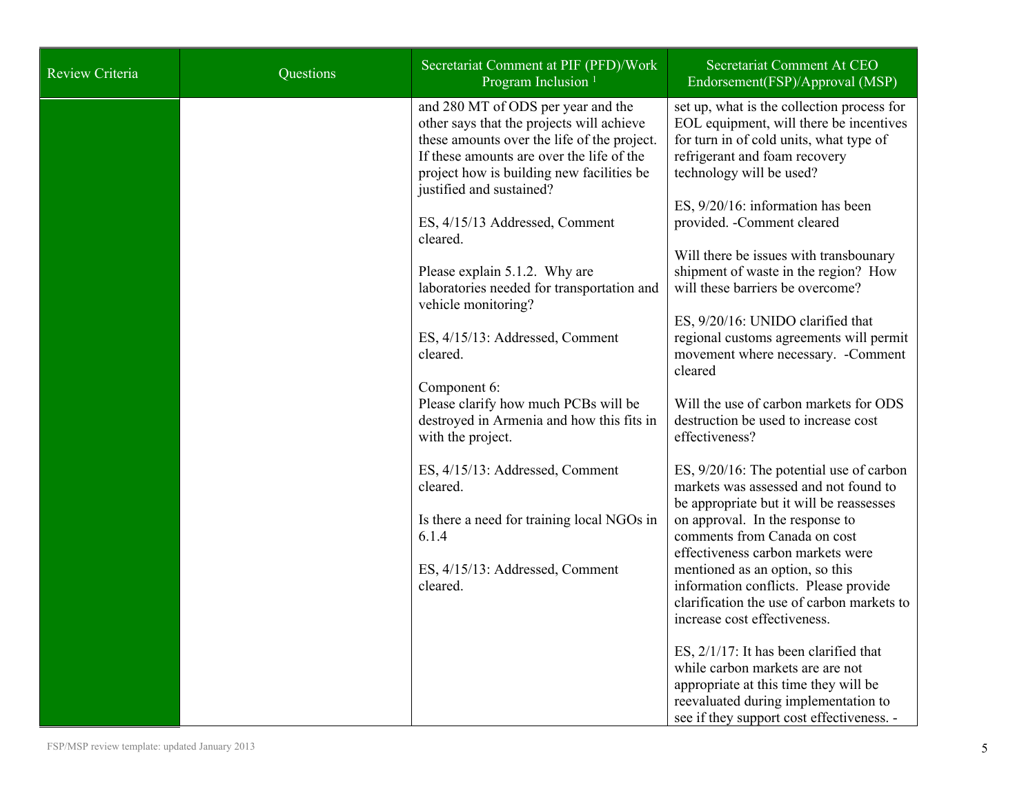| Review Criteria | Questions | Secretariat Comment at PIF (PFD)/Work Program Inclusion [1] | Secretariat Comment At CEO Endorsement(FSP)/Approval (MSP) |
|---|---|---|---|
| | | and 280 MT of ODS per year and the other says that the projects will achieve these amounts over the life of the project. If these amounts are over the life of the project how is building new facilities be justified and sustained?<br><br>ES, 4/15/13 Addressed, Comment cleared.<br><br>Please explain 5.1.2. Why are laboratories needed for transportation and vehicle monitoring?<br><br>ES, 4/15/13: Addressed, Comment cleared.<br><br>Component 6:<br>Please clarify how much PCBs will be destroyed in Armenia and how this fits in with the project.<br><br>ES, 4/15/13: Addressed, Comment cleared.<br><br>Is there a need for training local NGOs in 6.1.4<br><br>ES, 4/15/13: Addressed, Comment cleared. | set up, what is the collection process for EOL equipment, will there be incentives for turn in of cold units, what type of refrigerant and foam recovery technology will be used?<br><br>ES, 9/20/16: information has been provided. -Comment cleared<br><br>Will there be issues with transbounary shipment of waste in the region? How will these barriers be overcome?<br><br>ES, 9/20/16: UNIDO clarified that regional customs agreements will permit movement where necessary. -Comment cleared<br><br>Will the use of carbon markets for ODS destruction be used to increase cost effectiveness?<br><br>ES, 9/20/16: The potential use of carbon markets was assessed and not found to be appropriate but it will be reassesses on approval. In the response to comments from Canada on cost effectiveness carbon markets were mentioned as an option, so this information conflicts. Please provide clarification the use of carbon markets to increase cost effectiveness.<br><br>ES, 2/1/17: It has been clarified that while carbon markets are are not appropriate at this time they will be reevaluated during implementation to see if they support cost effectiveness. - |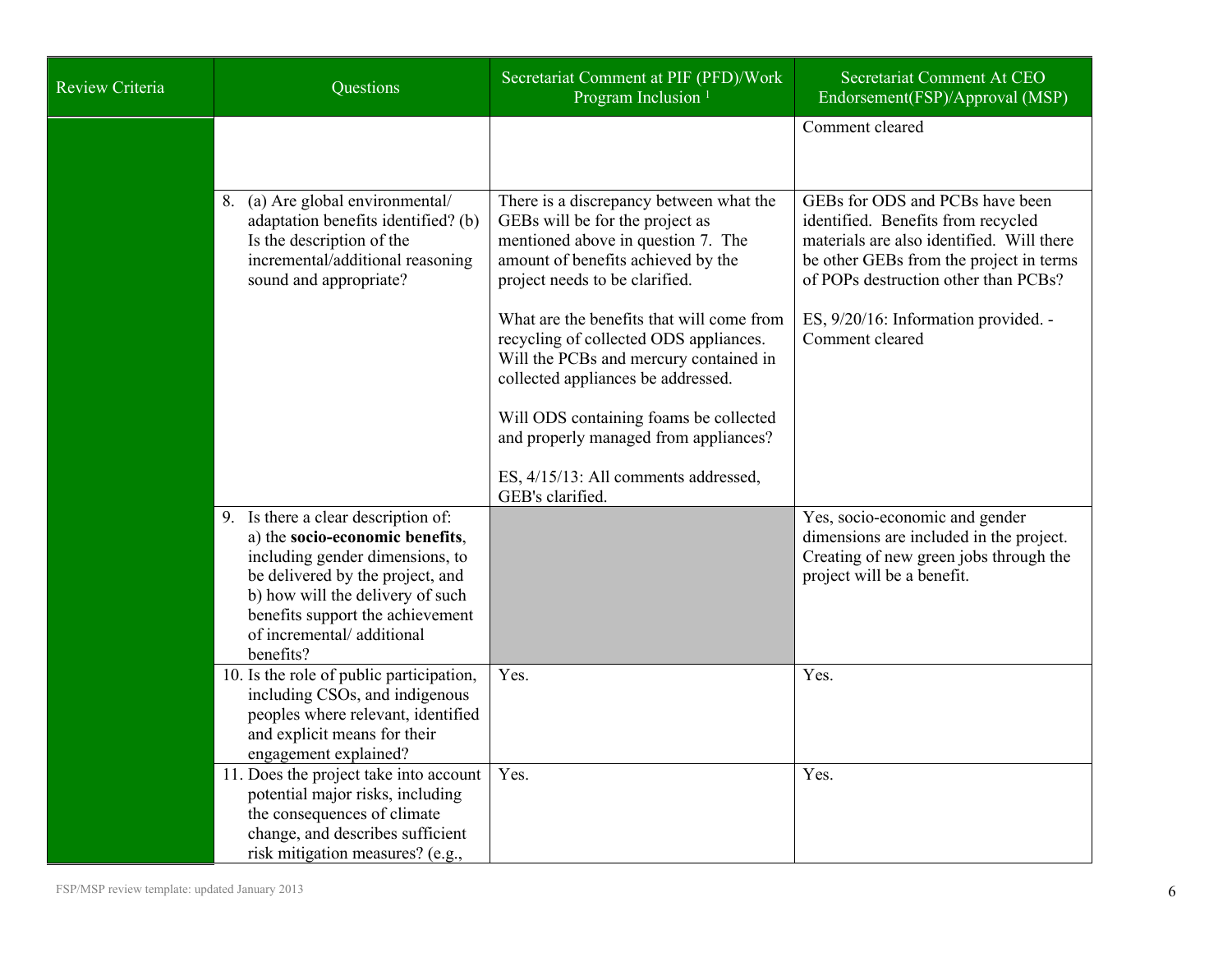| Review Criteria | Questions | Secretariat Comment at PIF (PFD)/Work Program Inclusion [1] | Secretariat Comment At CEO Endorsement(FSP)/Approval (MSP) |
|---|---|---|---|
| | | | Comment cleared |
| | 8. (a) Are global environmental/ adaptation benefits identified? (b) Is the description of the incremental/additional reasoning sound and appropriate? | There is a discrepancy between what the GEBs will be for the project as mentioned above in question 7. The amount of benefits achieved by the project needs to be clarified.<br><br>What are the benefits that will come from recycling of collected ODS appliances. Will the PCBs and mercury contained in collected appliances be addressed.<br><br>Will ODS containing foams be collected and properly managed from appliances?<br><br>ES, 4/15/13: All comments addressed, GEB's clarified. | GEBs for ODS and PCBs have been identified. Benefits from recycled materials are also identified. Will there be other GEBs from the project in terms of POPs destruction other than PCBs?<br><br>ES, 9/20/16: Information provided. - Comment cleared |
| | 9. Is there a clear description of: a) the **socio-economic benefits**, including gender dimensions, to be delivered by the project, and b) how will the delivery of such benefits support the achievement of incremental/ additional benefits? | | Yes, socio-economic and gender dimensions are included in the project. Creating of new green jobs through the project will be a benefit. |
| | 10. Is the role of public participation, including CSOs, and indigenous peoples where relevant, identified and explicit means for their engagement explained? | Yes. | Yes. |
| | 11. Does the project take into account potential major risks, including the consequences of climate change, and describes sufficient risk mitigation measures? (e.g., | Yes. | Yes. |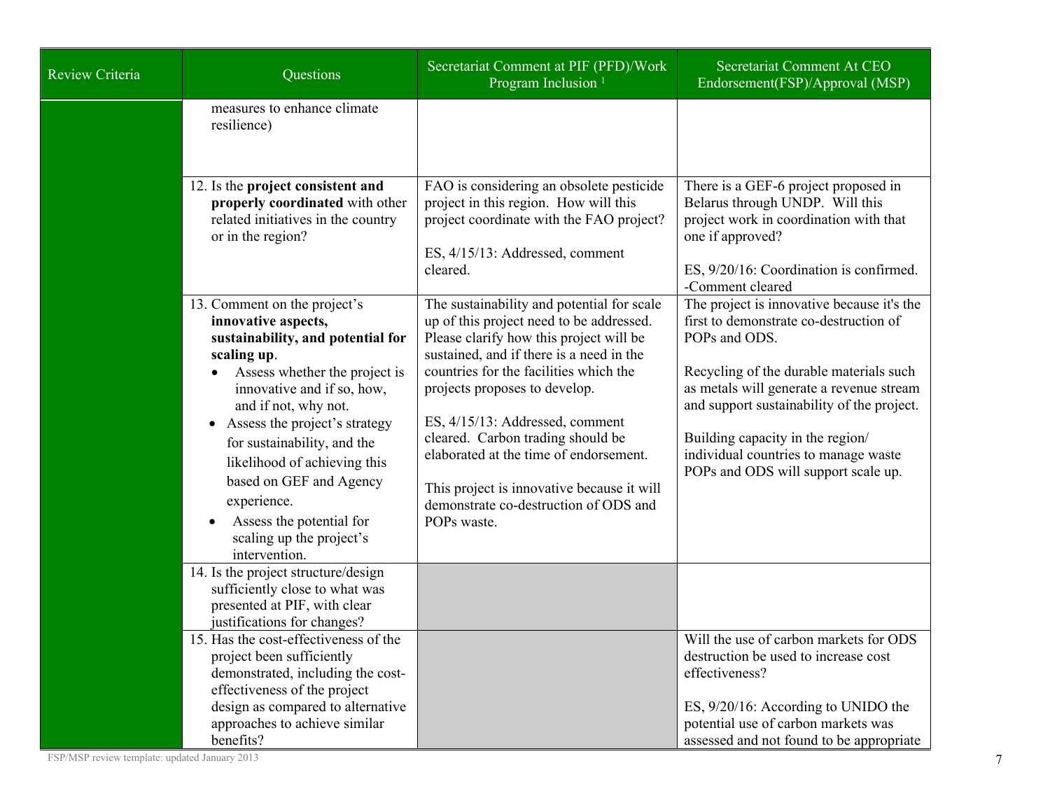| Review Criteria | Questions | Secretariat Comment at PIF (PFD)/Work Program Inclusion [1] | Secretariat Comment At CEO Endorsement(FSP)/Approval (MSP) |
|---|---|---|---|
| | measures to enhance climate resilience) | | |
| | 12. Is the **project consistent and properly coordinated** with other related initiatives in the country or in the region? | FAO is considering an obsolete pesticide project in this region. How will this project coordinate with the FAO project?<br><br>ES, 4/15/13: Addressed, comment cleared. | There is a GEF-6 project proposed in Belarus through UNDP. Will this project work in coordination with that one if approved?<br><br>ES, 9/20/16: Coordination is confirmed. -Comment cleared |
| | 13. Comment on the project's **innovative aspects, sustainability, and potential for scaling up**.<br>• Assess whether the project is innovative and if so, how, and if not, why not.<br>• Assess the project's strategy for sustainability, and the likelihood of achieving this based on GEF and Agency experience.<br>• Assess the potential for scaling up the project's intervention. | The sustainability and potential for scale up of this project need to be addressed. Please clarify how this project will be sustained, and if there is a need in the countries for the facilities which the projects proposes to develop.<br><br>ES, 4/15/13: Addressed, comment cleared. Carbon trading should be elaborated at the time of endorsement.<br><br>This project is innovative because it will demonstrate co-destruction of ODS and POPs waste. | The project is innovative because it's the first to demonstrate co-destruction of POPs and ODS.<br><br>Recycling of the durable materials such as metals will generate a revenue stream and support sustainability of the project.<br><br>Building capacity in the region/ individual countries to manage waste POPs and ODS will support scale up. |
| | 14. Is the project structure/design sufficiently close to what was presented at PIF, with clear justifications for changes? | | |
| | 15. Has the cost-effectiveness of the project been sufficiently demonstrated, including the cost-effectiveness of the project design as compared to alternative approaches to achieve similar benefits? | | Will the use of carbon markets for ODS destruction be used to increase cost effectiveness?<br><br>ES, 9/20/16: According to UNIDO the potential use of carbon markets was assessed and not found to be appropriate |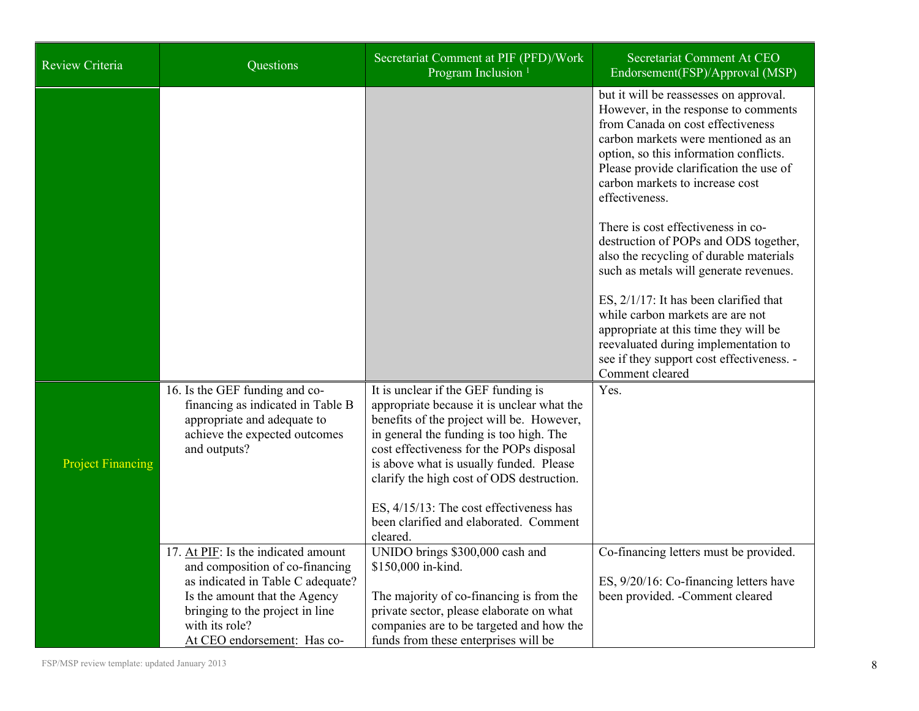| Review Criteria | Questions | Secretariat Comment at PIF (PFD)/Work Program Inclusion [1] | Secretariat Comment At CEO Endorsement(FSP)/Approval (MSP) |
|---|---|---|---|
| | | | but it will be reassesses on approval. However, in the response to comments from Canada on cost effectiveness carbon markets were mentioned as an option, so this information conflicts. Please provide clarification the use of carbon markets to increase cost effectiveness.<br><br>There is cost effectiveness in co-destruction of POPs and ODS together, also the recycling of durable materials such as metals will generate revenues.<br><br>ES, 2/1/17: It has been clarified that while carbon markets are are not appropriate at this time they will be reevaluated during implementation to see if they support cost effectiveness. -Comment cleared |
| Project Financing | 16. Is the GEF funding and co-financing as indicated in Table B appropriate and adequate to achieve the expected outcomes and outputs? | It is unclear if the GEF funding is appropriate because it is unclear what the benefits of the project will be. However, in general the funding is too high. The cost effectiveness for the POPs disposal is above what is usually funded. Please clarify the high cost of ODS destruction.<br><br>ES, 4/15/13: The cost effectiveness has been clarified and elaborated. Comment cleared. | Yes. |
| | 17. At PIF: Is the indicated amount and composition of co-financing as indicated in Table C adequate? Is the amount that the Agency bringing to the project in line with its role?<br>At CEO endorsement: Has co- | UNIDO brings $300,000 cash and $150,000 in-kind.<br><br>The majority of co-financing is from the private sector, please elaborate on what companies are to be targeted and how the funds from these enterprises will be | Co-financing letters must be provided.<br><br>ES, 9/20/16: Co-financing letters have been provided. -Comment cleared |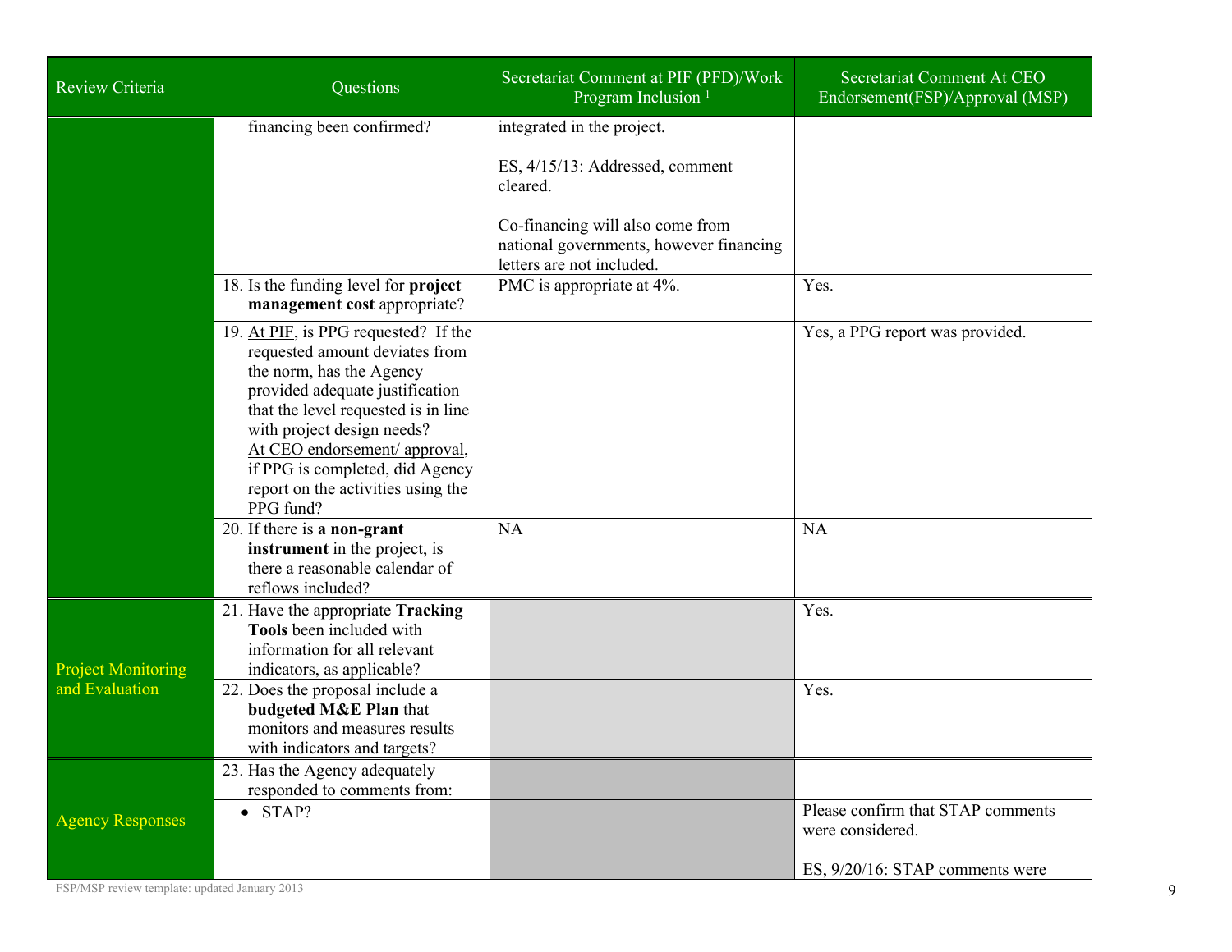| Review Criteria | Questions | Secretariat Comment at PIF (PFD)/Work Program Inclusion [1] | Secretariat Comment At CEO Endorsement(FSP)/Approval (MSP) |
|---|---|---|---|
| | financing been confirmed? | integrated in the project.<br><br>ES, 4/15/13: Addressed, comment cleared.<br><br>Co-financing will also come from national governments, however financing letters are not included. | |
| | 18. Is the funding level for **project management cost** appropriate? | PMC is appropriate at 4%. | Yes. |
| | 19. At PIF, is PPG requested? If the requested amount deviates from the norm, has the Agency provided adequate justification that the level requested is in line with project design needs? At CEO endorsement/ approval, if PPG is completed, did Agency report on the activities using the PPG fund? | | Yes, a PPG report was provided. |
| | 20. If there is **a non-grant instrument** in the project, is there a reasonable calendar of reflows included? | NA | NA |
| Project Monitoring and Evaluation | 21. Have the appropriate **Tracking Tools** been included with information for all relevant indicators, as applicable? | | Yes. |
| | 22. Does the proposal include a **budgeted M&E Plan** that monitors and measures results with indicators and targets? | | Yes. |
| Agency Responses | 23. Has the Agency adequately responded to comments from: | | |
| | • STAP? | | Please confirm that STAP comments were considered.<br><br>ES, 9/20/16: STAP comments were |

FSP/MSP review template: updated January 2013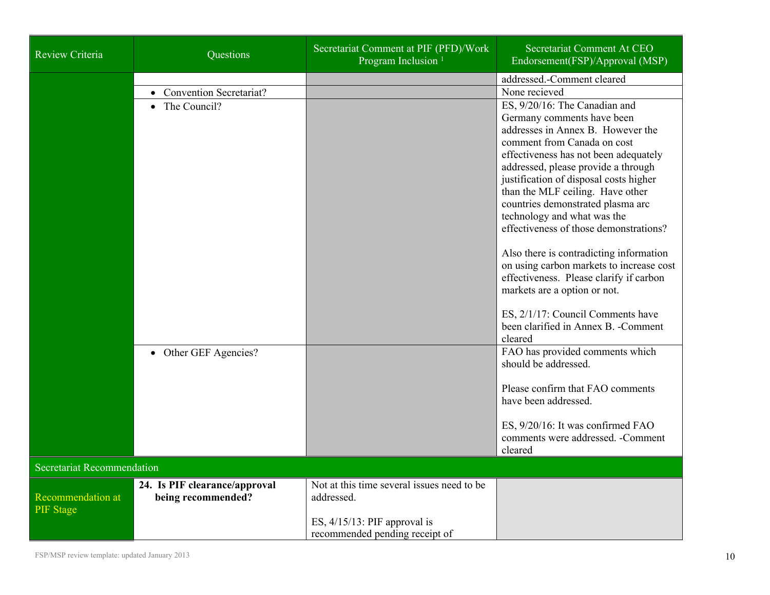| Review Criteria | Questions | Secretariat Comment at PIF (PFD)/Work Program Inclusion [1] | Secretariat Comment At CEO Endorsement(FSP)/Approval (MSP) |
|---|---|---|---|
| | | | addressed.-Comment cleared |
| | • Convention Secretariat? | | None recieved |
| | • The Council? | | ES, 9/20/16: The Canadian and Germany comments have been addresses in Annex B. However the comment from Canada on cost effectiveness has not been adequately addressed, please provide a through justification of disposal costs higher than the MLF ceiling. Have other countries demonstrated plasma arc technology and what was the effectiveness of those demonstrations?<br><br>Also there is contradicting information on using carbon markets to increase cost effectiveness. Please clarify if carbon markets are a option or not.<br><br>ES, 2/1/17: Council Comments have been clarified in Annex B. -Comment cleared |
| | • Other GEF Agencies? | | FAO has provided comments which should be addressed.<br><br>Please confirm that FAO comments have been addressed.<br><br>ES, 9/20/16: It was confirmed FAO comments were addressed. -Comment cleared |
| **Secretariat Recommendation** | | | |
| Recommendation at PIF Stage | **24. Is PIF clearance/approval being recommended?** | Not at this time several issues need to be addressed.<br><br>ES, 4/15/13: PIF approval is recommended pending receipt of | |

FSP/MSP review template: updated January 2013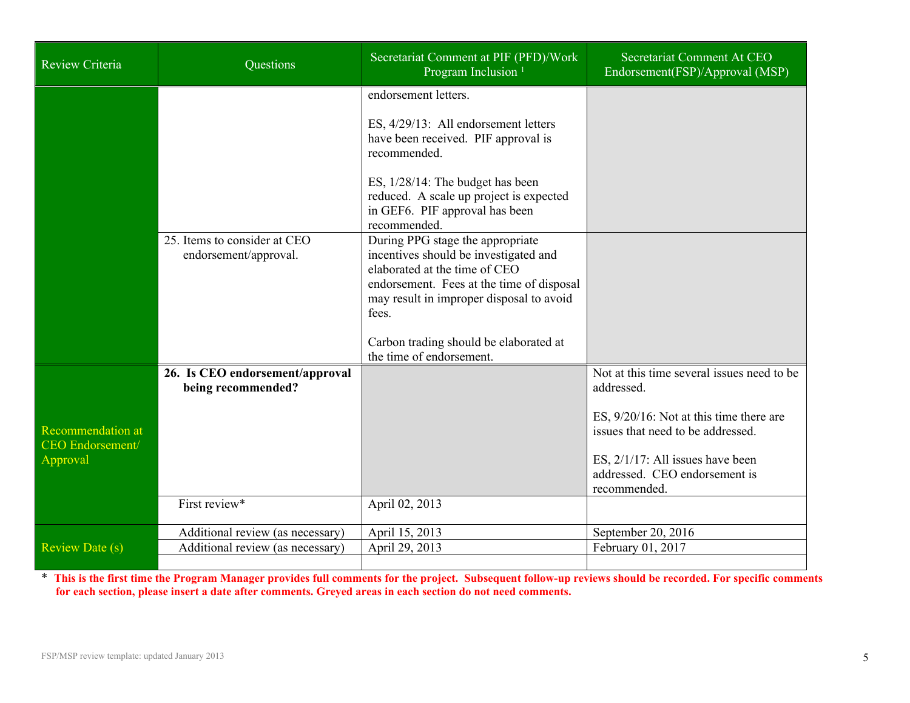| Review Criteria | Questions | Secretariat Comment at PIF (PFD)/Work Program Inclusion [1] | Secretariat Comment At CEO Endorsement(FSP)/Approval (MSP) |
|---|---|---|---|
| | | endorsement letters.<br><br>ES, 4/29/13: All endorsement letters have been received. PIF approval is recommended.<br><br>ES, 1/28/14: The budget has been reduced. A scale up project is expected in GEF6. PIF approval has been recommended. | |
| | 25. Items to consider at CEO endorsement/approval. | During PPG stage the appropriate incentives should be investigated and elaborated at the time of CEO endorsement. Fees at the time of disposal may result in improper disposal to avoid fees.<br><br>Carbon trading should be elaborated at the time of endorsement. | |
| Recommendation at CEO Endorsement/ Approval | **26. Is CEO endorsement/approval being recommended?** | | Not at this time several issues need to be addressed.<br><br>ES, 9/20/16: Not at this time there are issues that need to be addressed.<br><br>ES, 2/1/17: All issues have been addressed. CEO endorsement is recommended. |
| | First review* | April 02, 2013 | |
| Review Date (s) | Additional review (as necessary) | April 15, 2013 | September 20, 2016 |
| | Additional review (as necessary) | April 29, 2013 | February 01, 2017 |
| | | | |

\* **This is the first time the Program Manager provides full comments for the project. Subsequent follow-up reviews should be recorded. For specific comments for each section, please insert a date after comments. Greyed areas in each section do not need comments.**